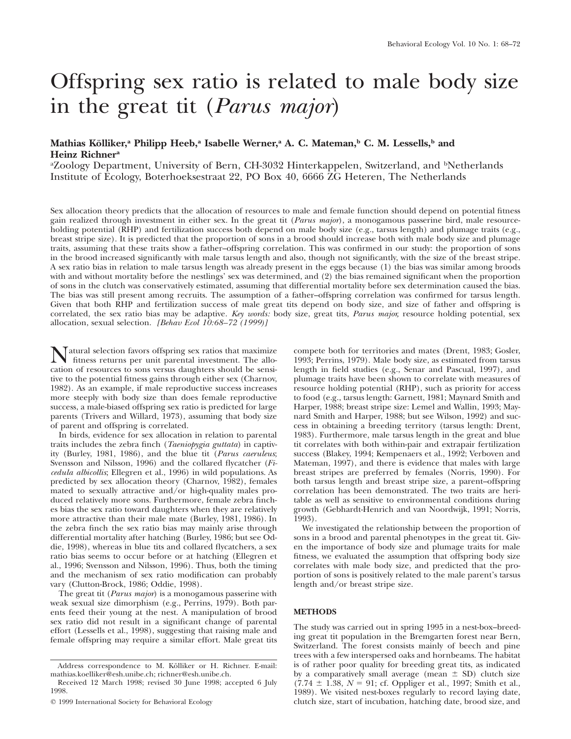# Offspring sex ratio is related to male body size in the great tit (*Parus major*)

**Mathias Kölliker,[a] Philipp Heeb,[a] Isabelle Werner,[a] A. C. Mateman,[b] C. M. Lessells,[b] and Heinz Richner[a]**

[a]Zoology Department, University of Bern, CH-3032 Hinterkappelen, Switzerland, and [b]Netherlands Institute of Ecology, Boterhoeksestraat 22, PO Box 40, 6666 ZG Heteren, The Netherlands

Sex allocation theory predicts that the allocation of resources to male and female function should depend on potential fitness gain realized through investment in either sex. In the great tit (*Parus major*), a monogamous passerine bird, male resource-holding potential (RHP) and fertilization success both depend on male body size (e.g., tarsus length) and plumage traits (e.g., breast stripe size). It is predicted that the proportion of sons in a brood should increase both with male body size and plumage traits, assuming that these traits show a father–offspring correlation. This was confirmed in our study: the proportion of sons in the brood increased significantly with male tarsus length and also, though not significantly, with the size of the breast stripe. A sex ratio bias in relation to male tarsus length was already present in the eggs because (1) the bias was similar among broods with and without mortality before the nestlings' sex was determined, and (2) the bias remained significant when the proportion of sons in the clutch was conservatively estimated, assuming that differential mortality before sex determination caused the bias. The bias was still present among recruits. The assumption of a father–offspring correlation was confirmed for tarsus length. Given that both RHP and fertilization success of male great tits depend on body size, and size of father and offspring is correlated, the sex ratio bias may be adaptive. *Key words:* body size, great tits, *Parus major,* resource holding potential, sex allocation, sexual selection. *[Behav Ecol 10:68–72 (1999)]*

Natural selection favors offspring sex ratios that maximize fitness returns per unit parental investment. The allocation of resources to sons versus daughters should be sensitive to the potential fitness gains through either sex (Charnov, 1982). As an example, if male reproductive success increases more steeply with body size than does female reproductive success, a male-biased offspring sex ratio is predicted for large parents (Trivers and Willard, 1973), assuming that body size of parent and offspring is correlated.

In birds, evidence for sex allocation in relation to parental traits includes the zebra finch (*Taeniopygia guttata*) in captivity (Burley, 1981, 1986), and the blue tit (*Parus caeruleus*; Svensson and Nilsson, 1996) and the collared flycatcher (*Ficedula albicollis*; Ellegren et al., 1996) in wild populations. As predicted by sex allocation theory (Charnov, 1982), females mated to sexually attractive and/or high-quality males produced relatively more sons. Furthermore, female zebra finches bias the sex ratio toward daughters when they are relatively more attractive than their male mate (Burley, 1981, 1986). In the zebra finch the sex ratio bias may mainly arise through differential mortality after hatching (Burley, 1986; but see Oddie, 1998), whereas in blue tits and collared flycatchers, a sex ratio bias seems to occur before or at hatching (Ellegren et al., 1996; Svensson and Nilsson, 1996). Thus, both the timing and the mechanism of sex ratio modification can probably vary (Clutton-Brock, 1986; Oddie, 1998).

The great tit (*Parus major*) is a monogamous passerine with weak sexual size dimorphism (e.g., Perrins, 1979). Both parents feed their young at the nest. A manipulation of brood sex ratio did not result in a significant change of parental effort (Lessells et al., 1998), suggesting that raising male and female offspring may require a similar effort. Male great tits compete both for territories and mates (Drent, 1983; Gosler, 1993; Perrins, 1979). Male body size, as estimated from tarsus length in field studies (e.g., Senar and Pascual, 1997), and plumage traits have been shown to correlate with measures of resource holding potential (RHP), such as priority for access to food (e.g., tarsus length: Garnett, 1981; Maynard Smith and Harper, 1988; breast stripe size: Lemel and Wallin, 1993; Maynard Smith and Harper, 1988; but see Wilson, 1992) and success in obtaining a breeding territory (tarsus length: Drent, 1983). Furthermore, male tarsus length in the great and blue tit correlates with both within-pair and extrapair fertilization success (Blakey, 1994; Kempenaers et al., 1992; Verboven and Mateman, 1997), and there is evidence that males with large breast stripes are preferred by females (Norris, 1990). For both tarsus length and breast stripe size, a parent–offspring correlation has been demonstrated. The two traits are heritable as well as sensitive to environmental conditions during growth (Gebhardt-Henrich and van Noordwijk, 1991; Norris, 1993).

We investigated the relationship between the proportion of sons in a brood and parental phenotypes in the great tit. Given the importance of body size and plumage traits for male fitness, we evaluated the assumption that offspring body size correlates with male body size, and predicted that the proportion of sons is positively related to the male parent's tarsus length and/or breast stripe size.

## METHODS

The study was carried out in spring 1995 in a nest-box–breeding great tit population in the Bremgarten forest near Bern, Switzerland. The forest consists mainly of beech and pine trees with a few interspersed oaks and hornbeams. The habitat is of rather poor quality for breeding great tits, as indicated by a comparatively small average (mean ± SD) clutch size ($7.74 \pm 1.38$, $N = 91$; cf. Oppliger et al., 1997; Smith et al., 1989). We visited nest-boxes regularly to record laying date, clutch size, start of incubation, hatching date, brood size, and

Address correspondence to M. Kölliker or H. Richner. E-mail: mathias.koelliker@esh.unibe.ch; richner@esh.unibe.ch.

Received 12 March 1998; revised 30 June 1998; accepted 6 July 1998.

© 1999 International Society for Behavioral Ecology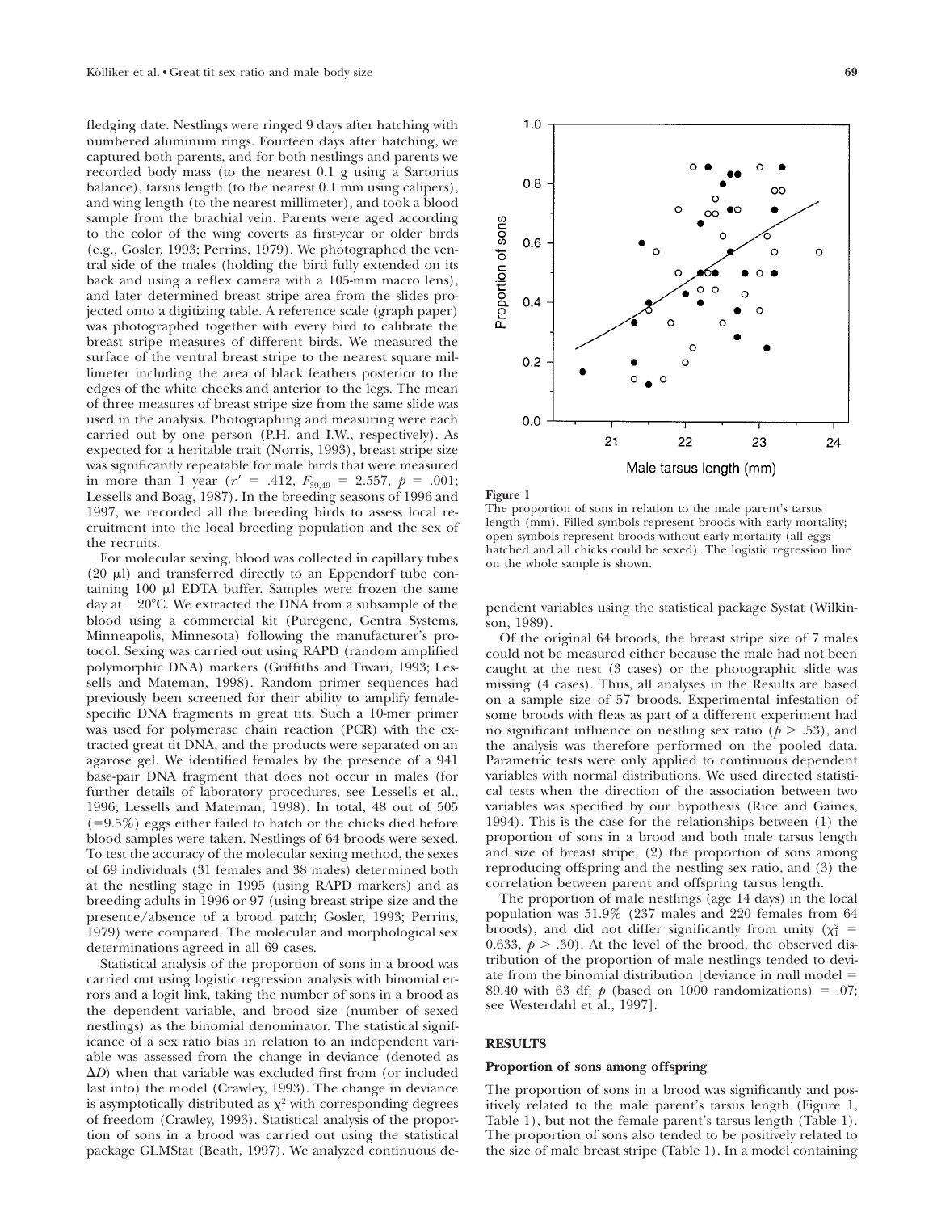fledging date. Nestlings were ringed 9 days after hatching with numbered aluminum rings. Fourteen days after hatching, we captured both parents, and for both nestlings and parents we recorded body mass (to the nearest 0.1 g using a Sartorius balance), tarsus length (to the nearest 0.1 mm using calipers), and wing length (to the nearest millimeter), and took a blood sample from the brachial vein. Parents were aged according to the color of the wing coverts as first-year or older birds (e.g., Gosler, 1993; Perrins, 1979). We photographed the ventral side of the males (holding the bird fully extended on its back and using a reflex camera with a 105-mm macro lens), and later determined breast stripe area from the slides projected onto a digitizing table. A reference scale (graph paper) was photographed together with every bird to calibrate the breast stripe measures of different birds. We measured the surface of the ventral breast stripe to the nearest square millimeter including the area of black feathers posterior to the edges of the white cheeks and anterior to the legs. The mean of three measures of breast stripe size from the same slide was used in the analysis. Photographing and measuring were each carried out by one person (P.H. and I.W., respectively). As expected for a heritable trait (Norris, 1993), breast stripe size was significantly repeatable for male birds that were measured in more than 1 year ($r' = .412$, $F_{39,49} = 2.557$, $p = .001$; Lessells and Boag, 1987). In the breeding seasons of 1996 and 1997, we recorded all the breeding birds to assess local recruitment into the local breeding population and the sex of the recruits.

For molecular sexing, blood was collected in capillary tubes (20 μl) and transferred directly to an Eppendorf tube containing 100 μl EDTA buffer. Samples were frozen the same day at −20°C. We extracted the DNA from a subsample of the blood using a commercial kit (Puregene, Gentra Systems, Minneapolis, Minnesota) following the manufacturer's protocol. Sexing was carried out using RAPD (random amplified polymorphic DNA) markers (Griffiths and Tiwari, 1993; Lessells and Mateman, 1998). Random primer sequences had previously been screened for their ability to amplify female-specific DNA fragments in great tits. Such a 10-mer primer was used for polymerase chain reaction (PCR) with the extracted great tit DNA, and the products were separated on an agarose gel. We identified females by the presence of a 941 base-pair DNA fragment that does not occur in males (for further details of laboratory procedures, see Lessells et al., 1996; Lessells and Mateman, 1998). In total, 48 out of 505 (=9.5%) eggs either failed to hatch or the chicks died before blood samples were taken. Nestlings of 64 broods were sexed. To test the accuracy of the molecular sexing method, the sexes of 69 individuals (31 females and 38 males) determined both at the nestling stage in 1995 (using RAPD markers) and as breeding adults in 1996 or 97 (using breast stripe size and the presence/absence of a brood patch; Gosler, 1993; Perrins, 1979) were compared. The molecular and morphological sex determinations agreed in all 69 cases.

Statistical analysis of the proportion of sons in a brood was carried out using logistic regression analysis with binomial errors and a logit link, taking the number of sons in a brood as the dependent variable, and brood size (number of sexed nestlings) as the binomial denominator. The statistical significance of a sex ratio bias in relation to an independent variable was assessed from the change in deviance (denoted as $\Delta D$) when that variable was excluded first from (or included last into) the model (Crawley, 1993). The change in deviance is asymptotically distributed as $\chi^2$ with corresponding degrees of freedom (Crawley, 1993). Statistical analysis of the proportion of sons in a brood was carried out using the statistical package GLMStat (Beath, 1997). We analyzed continuous dependent variables using the statistical package Systat (Wilkinson, 1989).

**Figure 1**
The proportion of sons in relation to the male parent's tarsus length (mm). Filled symbols represent broods with early mortality; open symbols represent broods without early mortality (all eggs hatched and all chicks could be sexed). The logistic regression line on the whole sample is shown.

Of the original 64 broods, the breast stripe size of 7 males could not be measured either because the male had not been caught at the nest (3 cases) or the photographic slide was missing (4 cases). Thus, all analyses in the Results are based on a sample size of 57 broods. Experimental infestation of some broods with fleas as part of a different experiment had no significant influence on nestling sex ratio ($p > .53$), and the analysis was therefore performed on the pooled data. Parametric tests were only applied to continuous dependent variables with normal distributions. We used directed statistical tests when the direction of the association between two variables was specified by our hypothesis (Rice and Gaines, 1994). This is the case for the relationships between (1) the proportion of sons in a brood and both male tarsus length and size of breast stripe, (2) the proportion of sons among reproducing offspring and the nestling sex ratio, and (3) the correlation between parent and offspring tarsus length.

The proportion of male nestlings (age 14 days) in the local population was 51.9% (237 males and 220 females from 64 broods), and did not differ significantly from unity ($\chi^2_1 = 0.633$, $p > .30$). At the level of the brood, the observed distribution of the proportion of male nestlings tended to deviate from the binomial distribution [deviance in null model = 89.40 with 63 df; $p$ (based on 1000 randomizations) = .07; see Westerdahl et al., 1997].

## RESULTS

### Proportion of sons among offspring

The proportion of sons in a brood was significantly and positively related to the male parent's tarsus length (Figure 1, Table 1), but not the female parent's tarsus length (Table 1). The proportion of sons also tended to be positively related to the size of male breast stripe (Table 1). In a model containing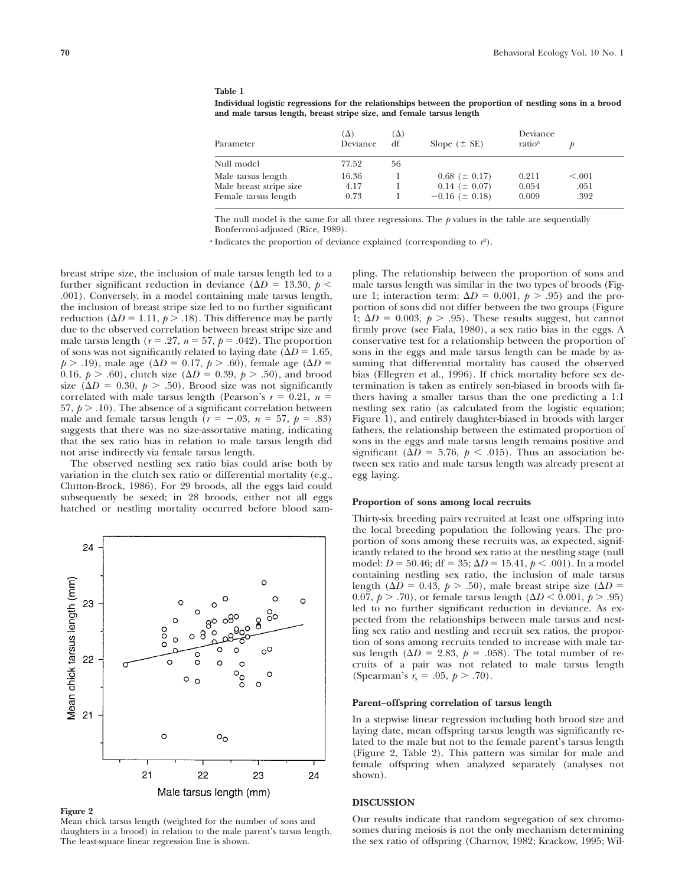**Table 1**

**Individual logistic regressions for the relationships between the proportion of nestling sons in a brood and male tarsus length, breast stripe size, and female tarsus length**

| Parameter | (Δ) Deviance | (Δ) df | Slope (± SE) | Deviance ratio[a] | $p$ |
|---|---|---|---|---|---|
| Null model | 77.52 | 56 | | | |
| Male tarsus length | 16.36 | 1 | 0.68 (± 0.17) | 0.211 | <.001 |
| Male breast stripe size | 4.17 | 1 | 0.14 (± 0.07) | 0.054 | .051 |
| Female tarsus length | 0.73 | 1 | −0.16 (± 0.18) | 0.009 | .392 |

The null model is the same for all three regressions. The $p$ values in the table are sequentially Bonferroni-adjusted (Rice, 1989).

[a] Indicates the proportion of deviance explained (corresponding to $r^2$).

breast stripe size, the inclusion of male tarsus length led to a further significant reduction in deviance ($\Delta D = 13.30$, $p < .001$). Conversely, in a model containing male tarsus length, the inclusion of breast stripe size led to no further significant reduction ($\Delta D = 1.11$, $p > .18$). This difference may be partly due to the observed correlation between breast stripe size and male tarsus length ($r = .27$, $n = 57$, $p = .042$). The proportion of sons was not significantly related to laying date ($\Delta D = 1.65$, $p > .19$), male age ($\Delta D = 0.17$, $p > .60$), female age ($\Delta D = 0.16$, $p > .60$), clutch size ($\Delta D = 0.39$, $p > .50$), and brood size ($\Delta D = 0.30$, $p > .50$). Brood size was not significantly correlated with male tarsus length (Pearson's $r = 0.21$, $n = 57$, $p > .10$). The absence of a significant correlation between male and female tarsus length ($r = -.03$, $n = 57$, $p = .83$) suggests that there was no size-assortative mating, indicating that the sex ratio bias in relation to male tarsus length did not arise indirectly via female tarsus length.

The observed nestling sex ratio bias could arise both by variation in the clutch sex ratio or differential mortality (e.g., Clutton-Brock, 1986). For 29 broods, all the eggs laid could subsequently be sexed; in 28 broods, either not all eggs hatched or nestling mortality occurred before blood sampling. The relationship between the proportion of sons and male tarsus length was similar in the two types of broods (Figure 1; interaction term: $\Delta D = 0.001$, $p > .95$) and the proportion of sons did not differ between the two groups (Figure 1; $\Delta D = 0.003$, $p > .95$). These results suggest, but cannot firmly prove (see Fiala, 1980), a sex ratio bias in the eggs. A conservative test for a relationship between the proportion of sons in the eggs and male tarsus length can be made by assuming that differential mortality has caused the observed bias (Ellegren et al., 1996). If chick mortality before sex determination is taken as entirely son-biased in broods with fathers having a smaller tarsus than the one predicting a 1:1 nestling sex ratio (as calculated from the logistic equation; Figure 1), and entirely daughter-biased in broods with larger fathers, the relationship between the estimated proportion of sons in the eggs and male tarsus length remains positive and significant ($\Delta D = 5.76$, $p < .015$). Thus an association between sex ratio and male tarsus length was already present at egg laying.

**Figure 2**
Mean chick tarsus length (weighted for the number of sons and daughters in a brood) in relation to the male parent's tarsus length. The least-square linear regression line is shown.

### Proportion of sons among local recruits

Thirty-six breeding pairs recruited at least one offspring into the local breeding population the following years. The proportion of sons among these recruits was, as expected, significantly related to the brood sex ratio at the nestling stage (null model: $D = 50.46$; df = 35; $\Delta D = 15.41$, $p < .001$). In a model containing nestling sex ratio, the inclusion of male tarsus length ($\Delta D = 0.43$, $p > .50$), male breast stripe size ($\Delta D = 0.07$, $p > .70$), or female tarsus length ($\Delta D < 0.001$, $p > .95$) led to no further significant reduction in deviance. As expected from the relationships between male tarsus and nestling sex ratio and nestling and recruit sex ratios, the proportion of sons among recruits tended to increase with male tarsus length ($\Delta D = 2.83$, $p = .058$). The total number of recruits of a pair was not related to male tarsus length (Spearman's $r_s = .05$, $p > .70$).

### Parent–offspring correlation of tarsus length

In a stepwise linear regression including both brood size and laying date, mean offspring tarsus length was significantly related to the male but not to the female parent's tarsus length (Figure 2, Table 2). This pattern was similar for male and female offspring when analyzed separately (analyses not shown).

## DISCUSSION

Our results indicate that random segregation of sex chromosomes during meiosis is not the only mechanism determining the sex ratio of offspring (Charnov, 1982; Krackow, 1995; Wil-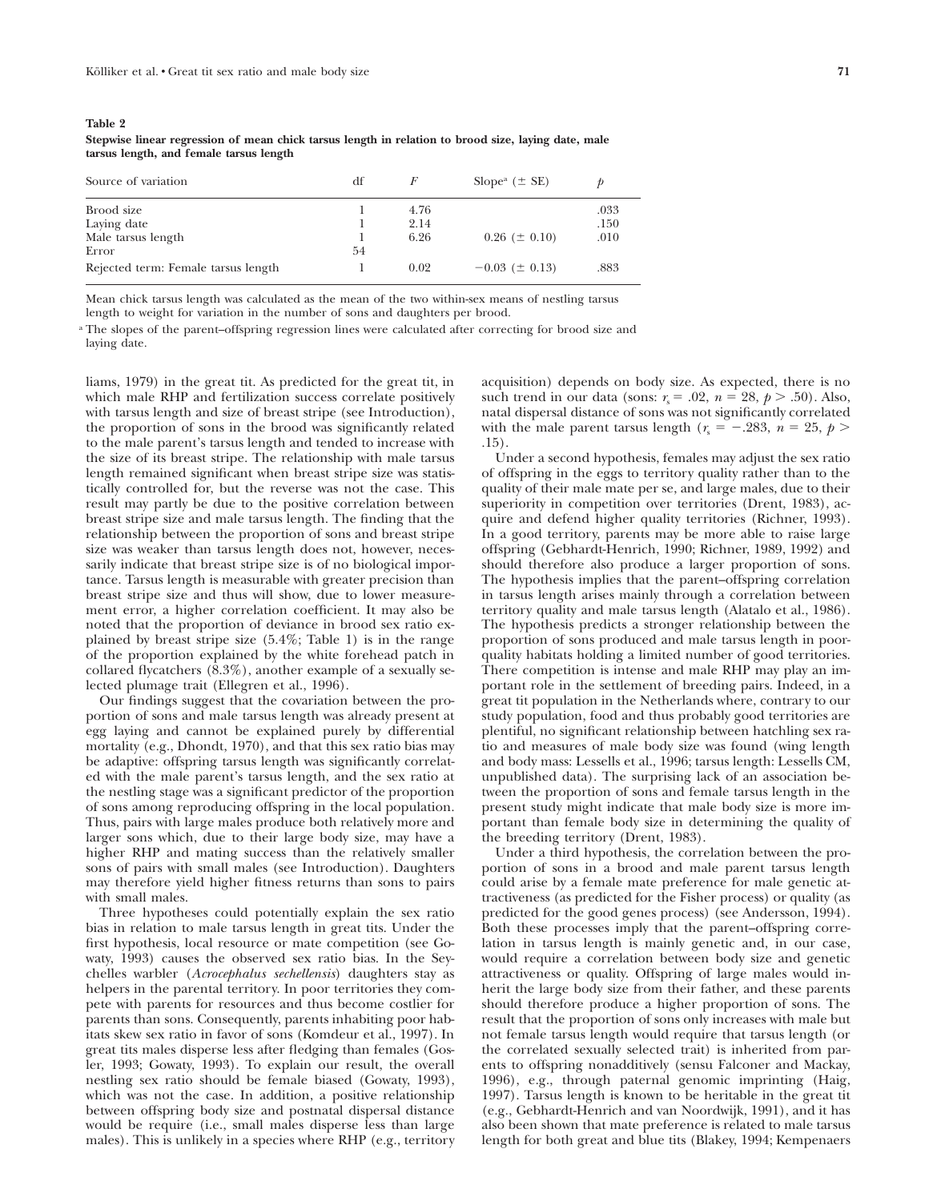**Table 2**
**Stepwise linear regression of mean chick tarsus length in relation to brood size, laying date, male tarsus length, and female tarsus length**

| Source of variation | df | $F$ | Slope[a] (± SE) | $p$ |
|---|---|---|---|---|
| Brood size | 1 | 4.76 | | .033 |
| Laying date | 1 | 2.14 | | .150 |
| Male tarsus length | 1 | 6.26 | 0.26 (± 0.10) | .010 |
| Error | 54 | | | |
| Rejected term: Female tarsus length | 1 | 0.02 | −0.03 (± 0.13) | .883 |

Mean chick tarsus length was calculated as the mean of the two within-sex means of nestling tarsus length to weight for variation in the number of sons and daughters per brood.

[a] The slopes of the parent–offspring regression lines were calculated after correcting for brood size and laying date.

liams, 1979) in the great tit. As predicted for the great tit, in which male RHP and fertilization success correlate positively with tarsus length and size of breast stripe (see Introduction), the proportion of sons in the brood was significantly related to the male parent's tarsus length and tended to increase with the size of its breast stripe. The relationship with male tarsus length remained significant when breast stripe size was statistically controlled for, but the reverse was not the case. This result may partly be due to the positive correlation between breast stripe size and male tarsus length. The finding that the relationship between the proportion of sons and breast stripe size was weaker than tarsus length does not, however, necessarily indicate that breast stripe size is of no biological importance. Tarsus length is measurable with greater precision than breast stripe size and thus will show, due to lower measurement error, a higher correlation coefficient. It may also be noted that the proportion of deviance in brood sex ratio explained by breast stripe size (5.4%; Table 1) is in the range of the proportion explained by the white forehead patch in collared flycatchers (8.3%), another example of a sexually selected plumage trait (Ellegren et al., 1996).

Our findings suggest that the covariation between the proportion of sons and male tarsus length was already present at egg laying and cannot be explained purely by differential mortality (e.g., Dhondt, 1970), and that this sex ratio bias may be adaptive: offspring tarsus length was significantly correlated with the male parent's tarsus length, and the sex ratio at the nestling stage was a significant predictor of the proportion of sons among reproducing offspring in the local population. Thus, pairs with large males produce both relatively more and larger sons which, due to their large body size, may have a higher RHP and mating success than the relatively smaller sons of pairs with small males (see Introduction). Daughters may therefore yield higher fitness returns than sons to pairs with small males.

Three hypotheses could potentially explain the sex ratio bias in relation to male tarsus length in great tits. Under the first hypothesis, local resource or mate competition (see Gowaty, 1993) causes the observed sex ratio bias. In the Seychelles warbler (*Acrocephalus sechellensis*) daughters stay as helpers in the parental territory. In poor territories they compete with parents for resources and thus become costlier for parents than sons. Consequently, parents inhabiting poor habitats skew sex ratio in favor of sons (Komdeur et al., 1997). In great tits males disperse less after fledging than females (Gosler, 1993; Gowaty, 1993). To explain our result, the overall nestling sex ratio should be female biased (Gowaty, 1993), which was not the case. In addition, a positive relationship between offspring body size and postnatal dispersal distance would be require (i.e., small males disperse less than large males). This is unlikely in a species where RHP (e.g., territory acquisition) depends on body size. As expected, there is no such trend in our data (sons: $r_s = .02$, $n = 28$, $p > .50$). Also, natal dispersal distance of sons was not significantly correlated with the male parent tarsus length ($r_s = -.283$, $n = 25$, $p > .15$).

Under a second hypothesis, females may adjust the sex ratio of offspring in the eggs to territory quality rather than to the quality of their male mate per se, and large males, due to their superiority in competition over territories (Drent, 1983), acquire and defend higher quality territories (Richner, 1993). In a good territory, parents may be more able to raise large offspring (Gebhardt-Henrich, 1990; Richner, 1989, 1992) and should therefore also produce a larger proportion of sons. The hypothesis implies that the parent–offspring correlation in tarsus length arises mainly through a correlation between territory quality and male tarsus length (Alatalo et al., 1986). The hypothesis predicts a stronger relationship between the proportion of sons produced and male tarsus length in poor-quality habitats holding a limited number of good territories. There competition is intense and male RHP may play an important role in the settlement of breeding pairs. Indeed, in a great tit population in the Netherlands where, contrary to our study population, food and thus probably good territories are plentiful, no significant relationship between hatchling sex ratio and measures of male body size was found (wing length and body mass: Lessells et al., 1996; tarsus length: Lessells CM, unpublished data). The surprising lack of an association between the proportion of sons and female tarsus length in the present study might indicate that male body size is more important than female body size in determining the quality of the breeding territory (Drent, 1983).

Under a third hypothesis, the correlation between the proportion of sons in a brood and male parent tarsus length could arise by a female mate preference for male genetic attractiveness (as predicted for the Fisher process) or quality (as predicted for the good genes process) (see Andersson, 1994). Both these processes imply that the parent–offspring correlation in tarsus length is mainly genetic and, in our case, would require a correlation between body size and genetic attractiveness or quality. Offspring of large males would inherit the large body size from their father, and these parents should therefore produce a higher proportion of sons. The result that the proportion of sons only increases with male but not female tarsus length would require that tarsus length (or the correlated sexually selected trait) is inherited from parents to offspring nonadditively (sensu Falconer and Mackay, 1996), e.g., through paternal genomic imprinting (Haig, 1997). Tarsus length is known to be heritable in the great tit (e.g., Gebhardt-Henrich and van Noordwijk, 1991), and it has also been shown that mate preference is related to male tarsus length for both great and blue tits (Blakey, 1994; Kempenaers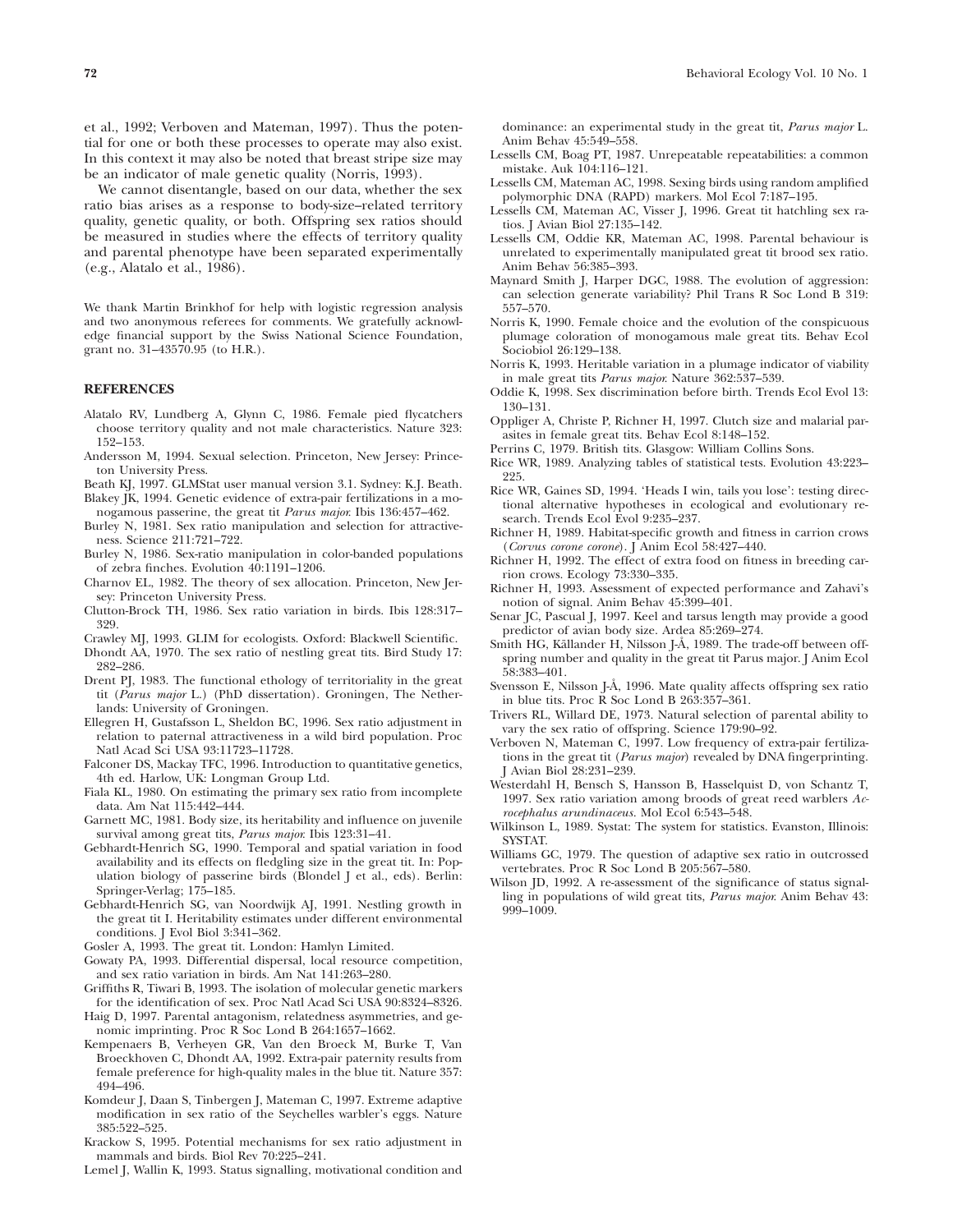et al., 1992; Verboven and Mateman, 1997). Thus the potential for one or both these processes to operate may also exist. In this context it may also be noted that breast stripe size may be an indicator of male genetic quality (Norris, 1993).

We cannot disentangle, based on our data, whether the sex ratio bias arises as a response to body-size–related territory quality, genetic quality, or both. Offspring sex ratios should be measured in studies where the effects of territory quality and parental phenotype have been separated experimentally (e.g., Alatalo et al., 1986).

We thank Martin Brinkhof for help with logistic regression analysis and two anonymous referees for comments. We gratefully acknowledge financial support by the Swiss National Science Foundation, grant no. 31–43570.95 (to H.R.).

## REFERENCES

Alatalo RV, Lundberg A, Glynn C, 1986. Female pied flycatchers choose territory quality and not male characteristics. Nature 323: 152–153.

Andersson M, 1994. Sexual selection. Princeton, New Jersey: Princeton University Press.

Beath KJ, 1997. GLMStat user manual version 3.1. Sydney: K.J. Beath.

Blakey JK, 1994. Genetic evidence of extra-pair fertilizations in a monogamous passerine, the great tit *Parus major*. Ibis 136:457–462.

Burley N, 1981. Sex ratio manipulation and selection for attractiveness. Science 211:721–722.

Burley N, 1986. Sex-ratio manipulation in color-banded populations of zebra finches. Evolution 40:1191–1206.

Charnov EL, 1982. The theory of sex allocation. Princeton, New Jersey: Princeton University Press.

Clutton-Brock TH, 1986. Sex ratio variation in birds. Ibis 128:317–329.

Crawley MJ, 1993. GLIM for ecologists. Oxford: Blackwell Scientific.

Dhondt AA, 1970. The sex ratio of nestling great tits. Bird Study 17: 282–286.

Drent PJ, 1983. The functional ethology of territoriality in the great tit (*Parus major* L.) (PhD dissertation). Groningen, The Netherlands: University of Groningen.

Ellegren H, Gustafsson L, Sheldon BC, 1996. Sex ratio adjustment in relation to paternal attractiveness in a wild bird population. Proc Natl Acad Sci USA 93:11723–11728.

Falconer DS, Mackay TFC, 1996. Introduction to quantitative genetics, 4th ed. Harlow, UK: Longman Group Ltd.

Fiala KL, 1980. On estimating the primary sex ratio from incomplete data. Am Nat 115:442–444.

Garnett MC, 1981. Body size, its heritability and influence on juvenile survival among great tits, *Parus major*. Ibis 123:31–41.

Gebhardt-Henrich SG, 1990. Temporal and spatial variation in food availability and its effects on fledgling size in the great tit. In: Population biology of passerine birds (Blondel J et al., eds). Berlin: Springer-Verlag; 175–185.

Gebhardt-Henrich SG, van Noordwijk AJ, 1991. Nestling growth in the great tit I. Heritability estimates under different environmental conditions. J Evol Biol 3:341–362.

Gosler A, 1993. The great tit. London: Hamlyn Limited.

Gowaty PA, 1993. Differential dispersal, local resource competition, and sex ratio variation in birds. Am Nat 141:263–280.

Griffiths R, Tiwari B, 1993. The isolation of molecular genetic markers for the identification of sex. Proc Natl Acad Sci USA 90:8324–8326.

Haig D, 1997. Parental antagonism, relatedness asymmetries, and genomic imprinting. Proc R Soc Lond B 264:1657–1662.

Kempenaers B, Verheyen GR, Van den Broeck M, Burke T, Van Broeckhoven C, Dhondt AA, 1992. Extra-pair paternity results from female preference for high-quality males in the blue tit. Nature 357: 494–496.

Komdeur J, Daan S, Tinbergen J, Mateman C, 1997. Extreme adaptive modification in sex ratio of the Seychelles warbler's eggs. Nature 385:522–525.

Krackow S, 1995. Potential mechanisms for sex ratio adjustment in mammals and birds. Biol Rev 70:225–241.

Lemel J, Wallin K, 1993. Status signalling, motivational condition and dominance: an experimental study in the great tit, *Parus major* L. Anim Behav 45:549–558.

Lessells CM, Boag PT, 1987. Unrepeatable repeatabilities: a common mistake. Auk 104:116–121.

Lessells CM, Mateman AC, 1998. Sexing birds using random amplified polymorphic DNA (RAPD) markers. Mol Ecol 7:187–195.

Lessells CM, Mateman AC, Visser J, 1996. Great tit hatchling sex ratios. J Avian Biol 27:135–142.

Lessells CM, Oddie KR, Mateman AC, 1998. Parental behaviour is unrelated to experimentally manipulated great tit brood sex ratio. Anim Behav 56:385–393.

Maynard Smith J, Harper DGC, 1988. The evolution of aggression: can selection generate variability? Phil Trans R Soc Lond B 319: 557–570.

Norris K, 1990. Female choice and the evolution of the conspicuous plumage coloration of monogamous male great tits. Behav Ecol Sociobiol 26:129–138.

Norris K, 1993. Heritable variation in a plumage indicator of viability in male great tits *Parus major*. Nature 362:537–539.

Oddie K, 1998. Sex discrimination before birth. Trends Ecol Evol 13: 130–131.

Oppliger A, Christe P, Richner H, 1997. Clutch size and malarial parasites in female great tits. Behav Ecol 8:148–152.

Perrins C, 1979. British tits. Glasgow: William Collins Sons.

Rice WR, 1989. Analyzing tables of statistical tests. Evolution 43:223–225.

Rice WR, Gaines SD, 1994. 'Heads I win, tails you lose': testing directional alternative hypotheses in ecological and evolutionary research. Trends Ecol Evol 9:235–237.

Richner H, 1989. Habitat-specific growth and fitness in carrion crows (*Corvus corone corone*). J Anim Ecol 58:427–440.

Richner H, 1992. The effect of extra food on fitness in breeding carrion crows. Ecology 73:330–335.

Richner H, 1993. Assessment of expected performance and Zahavi's notion of signal. Anim Behav 45:399–401.

Senar JC, Pascual J, 1997. Keel and tarsus length may provide a good predictor of avian body size. Ardea 85:269–274.

Smith HG, Källander H, Nilsson J-Å, 1989. The trade-off between offspring number and quality in the great tit Parus major. J Anim Ecol 58:383–401.

Svensson E, Nilsson J-Å, 1996. Mate quality affects offspring sex ratio in blue tits. Proc R Soc Lond B 263:357–361.

Trivers RL, Willard DE, 1973. Natural selection of parental ability to vary the sex ratio of offspring. Science 179:90–92.

Verboven N, Mateman C, 1997. Low frequency of extra-pair fertilizations in the great tit (*Parus major*) revealed by DNA fingerprinting. J Avian Biol 28:231–239.

Westerdahl H, Bensch S, Hansson B, Hasselquist D, von Schantz T, 1997. Sex ratio variation among broods of great reed warblers *Acrocephalus arundinaceus*. Mol Ecol 6:543–548.

Wilkinson L, 1989. Systat: The system for statistics. Evanston, Illinois: SYSTAT.

Williams GC, 1979. The question of adaptive sex ratio in outcrossed vertebrates. Proc R Soc Lond B 205:567–580.

Wilson JD, 1992. A re-assessment of the significance of status signalling in populations of wild great tits, *Parus major*. Anim Behav 43: 999–1009.